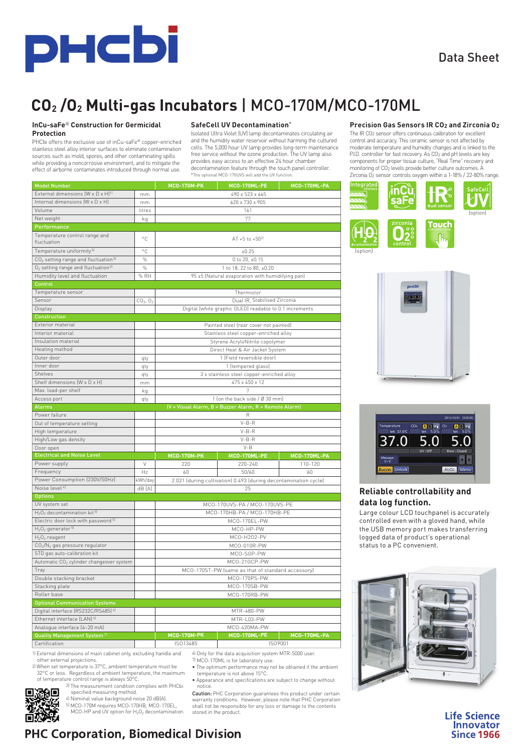Data Sheet

# $CO_2$ / $O_2$ Multi-gas Incubators | MCO-170M/MCO-170ML

### InCu-saFe® Construction for Germicidal Protection

PHCbi offers the exclusive use of inCu-saFe® copper-enriched stainless steel alloy interior surfaces to eliminate contamination sources such as mold, spores, and other contaminating spills while providing a noncorrosive environment, and to mitigate the effect of airborne contaminates introduced through normal use.

### SafeCell UV Decontamination*

Isolated Ultra Violet (UV) lamp decontaminates circulating air and the humidity water reservoir without harming the cultured cells. The 5,000 hour UV lamp provides long-term maintenance free service without the ozone production. The UV lamp also provides easy access to an effective 24 hour chamber decontamination feature through the touch panel controller.

*The optional MCO-170UVS will add the UV function.

### Precision Gas Sensors IR $CO_2$ and Zirconia $O_2$

The IR $CO_2$ sensor offers continuous calibration for excellent control and accuracy. This ceramic sensor is not affected by moderate temperature and humidity changes and is linked to the P.I.D. controller for fast recovery. As $CO_2$ and pH levels are key components for proper tissue culture, "Real Time" recovery and monitoring of $CO_2$ levels provide better culture outcomes. A Zirconia $O_2$ sensor controls oxygen within a 1-18% / 22-80% range.

| Model Number | | MCO-170M-PK | MCO-170ML-PE | MCO-170ML-PA |
|---|---|---|---|---|
| External dimensions (W x D x H)[1] | mm | 490 x 523 x 665 | | |
| Internal dimensions (W x D x H) | mm | 620 x 730 x 905 | | |
| Volume | litres | 161 | | |
| Net weight | kg | 77 | | |
| **Performance** | | | | |
| Temperature control range and fluctuation | °C | AT +5 to +50[2] | | |
| Temperature uniformity[3] | °C | ±0.25 | | |
| $CO_2$ setting range and fluctuation[3] | % | 0 to 20, ±0.15 | | |
| $O_2$ setting range and fluctuation[3] | % | 1 to 18, 22 to 80, ±0.20 | | |
| Humidity level and fluctuation | % RH | 95 ±5 (Natural evaporation with humidifying pan) | | |
| **Control** | | | | |
| Temperature sensor | | Thermistor | | |
| Sensor | $CO_2$, $O_2$ | Dual IR, Stabilised Zirconia | | |
| Display | | Digital (white graphic OLED) readable to 0.1 increments | | |
| **Construction** | | | | |
| Exterior material | | Painted steel (rear cover not painted) | | |
| Interior material | | Stainless steel copper-enriched alloy | | |
| Insulation material | | Styrene AcryloNitrile copolymer | | |
| Heating method | | Direct Heat & Air Jacket System | | |
| Outer door | qty | 1 (Field reversible door) | | |
| Inner door | qty | 1 (tempered glass) | | |
| Shelves | qty | 3 x stainless steel copper-enriched alloy | | |
| Shelf dimensions (W x D x H) | mm | 475 x 450 x 12 | | |
| Max. load-per shelf | kg | 7 | | |
| Access port | qty | 1 (on the back side / Ø 30 mm) | | |
| **Alarms** | | (V = Visual Alarm, B = Buzzer Alarm, R = Remote Alarm) | | |
| Power failure | | R | | |
| Out of temperature setting | | V-B-R | | |
| High temperature | | V-B-R | | |
| High/Low gas density | | V-B-R | | |
| Door open | | V-B | | |
| **Electrical and Noise Level** | | **MCO-170M-PK** | **MCO-170ML-PE** | **MCO-170ML-PA** |
| Power supply | V | 220 | 220-240 | 110-120 |
| Frequency | Hz | 60 | 50/60 | 60 |
| Power Consumption (230V/50Hz) | kWh/day | 2.021 (during cultivation) 0.493 (during decontamination cycle) | | |
| Noise level[4] | dB (A) | 25 | | |
| **Options** | | | | |
| UV system set | | MCO-170UVS-PA / MCO-170UVS-PE | | |
| $H_2O_2$ decontamination kit[5] | | MCO-170HB-PA / MCO-170HB-PE | | |
| Electric door lock with password[5] | | MCO-170EL-PW | | |
| $H_2O_2$ generator[5] | | MCO-HP-PW | | |
| $H_2O_2$ reagent | | MCO-H2O2-PV | | |
| $CO_2$/$N_2$ gas pressure regulator | | MCO-010R-PW | | |
| STD gas auto-calibration kit | | MCO-SGP-PW | | |
| Automatic $CO_2$ cylinder changeover system | | MCO-21GCP-PW | | |
| Tray | | MCO-170ST-PW (same as that of standard accessory) | | |
| Double stacking bracket | | MCO-170PS-PW | | |
| Stacking plate | | MCO-170SB-PW | | |
| Roller base | | MCO-170RB-PW | | |
| **Optional Communication Systems** | | | | |
| Digital interface (RS232C/RS485)[6] | | MTR-480-PW | | |
| Ethernet interface (LAN)[6] | | MTR-L03-PW | | |
| Analogue interface (4–20 mA) | | MCO-420MA-PW | | |
| **Quality Management System**[7] | | **MCO-170M-PK** | **MCO-170ML-PE** | **MCO-170ML-PA** |
| Certification | | ISO13485 | ISO9001 | |

1) External dimensions of main cabinet only, excluding handle and other external projections.
2) When set temperature is 37°C, ambient temperature must be 32°C or less. Regardless of ambient temperature, the maximum of temperature control range is always 50°C.
3) The measurement condition complies with PHCbi specified measuring method.
4) Nominal value background noise 20 dB(A).
5) MCO-170M requires MCO-170HB, MCO-170EL, MCO-HP and UV option for $H_2O_2$ decontamination.
6) Only for the data acquisition system MTR-5000 user.
7) MCO-170ML is for laboratory use.

- The optimum performance may not be obtained if the ambient temperature is not above 15°C.
- Appearance and specifications are subject to change without notice.

**Caution:** PHC Corporation guarantees this product under certain warranty conditions. However, please note that PHC Corporation shall not be responsible for any loss or damage to the contents stored in the product.

### Reliable controllability and data log function.

Large colour LCD touchpanel is accurately controlled even with a gloved hand, while the USB memory port makes transferring logged data of product's operational status to a PC convenient.

**PHC Corporation, Biomedical Division**

Life Science Innovator Since 1966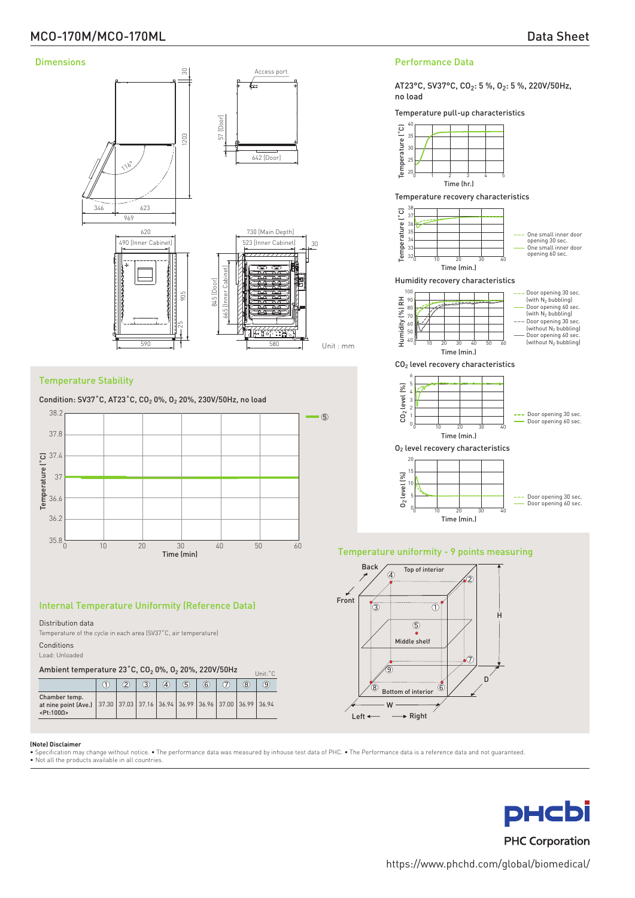## Dimensions

30
1203
116°
346
623
969
Access port
57 [Door]
642 [Door]
620
490 [Inner Cabinet]
905
25
590
730 [Main Depth]
523 [Inner Cabinet]
30
845 [Door]
665 [Inner Cabinet]
580
Unit : mm

## Performance Data

AT23°C, SV37°C, $CO_2$: 5 %, $O_2$: 5 %, 220V/50Hz, no load

Temperature pull-up characteristics

Temperature (°C)
Time (hr.)

Temperature recovery characteristics

Temperature (°C)
Time (min.)
One small inner door opening 30 sec.
One small inner door opening 60 sec.

Humidity recovery characteristics

Humidity (%) RH
Time (min.)
Door opening 30 sec. (with $N_2$ bubbling)
Door opening 60 sec. (with $N_2$ bubbling)
Door opening 30 sec. (without $N_2$ bubbling)
Door opening 60 sec. (without $N_2$ bubbling)

$CO_2$ level recovery characteristics

$CO_2$ level (%)
Time (min.)
Door opening 30 sec.
Door opening 60 sec.

$O_2$ level recovery characteristics

$O_2$ level (%)
Time (min.)
Door opening 30 sec.
Door opening 60 sec.

## Temperature Stability

Condition: SV37°C, AT23°C, $CO_2$ 0%, $O_2$ 20%, 230V/50Hz, no load

Temperature (°C)
Time (min)
⑤

## Temperature uniformity - 9 points measuring

Back
Front
Top of interior
Middle shelf
Bottom of interior
H
D
W
Left
Right

## Internal Temperature Uniformity (Reference Data)

Distribution data

Temperature of the cycle in each area (SV37°C, air temperature)

Conditions

Load: Unloaded

Ambient temperature 23°C, $CO_2$ 0%, $O_2$ 20%, 220V/50Hz

Unit: °C

| | ① | ② | ③ | ④ | ⑤ | ⑥ | ⑦ | ⑧ | ⑨ |
|---|---|---|---|---|---|---|---|---|---|
| Chamber temp. at nine point (Ave.) <Pt:100Ω> | 37.30 | 37.03 | 37.16 | 36.94 | 36.99 | 36.96 | 37.00 | 36.99 | 36.94 |

**(Note) Disclaimer**

- Specification may change without notice. • The performance data was measured by inhouse test data of PHC. • The Performance data is a reference data and not guaranteed.
- Not all the products available in all countries.

PHC Corporation

https://www.phchd.com/global/biomedical/